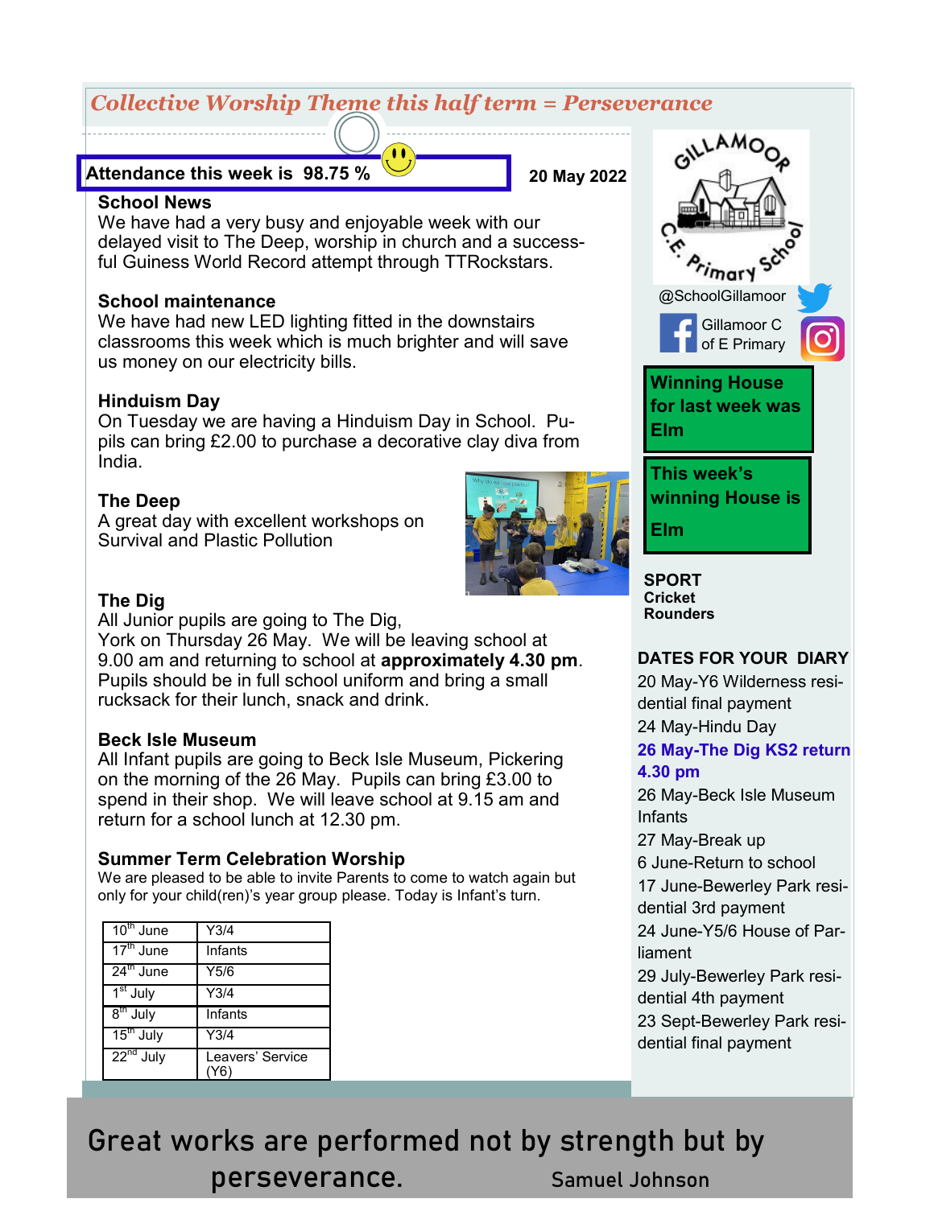# *Collective Worship Theme this half term = Perseverance*

**Attendance this week is 98.75 %**

**20 May 2022**

### School News

We have had a very busy and enjoyable week with our delayed visit to The Deep, worship in church and a successful Guiness World Record attempt through TTRockstars.

### School maintenance

We have had new LED lighting fitted in the downstairs classrooms this week which is much brighter and will save us money on our electricity bills.

### Hinduism Day

On Tuesday we are having a Hinduism Day in School. Pupils can bring £2.00 to purchase a decorative clay diva from India.

### The Deep

A great day with excellent workshops on Survival and Plastic Pollution

### The Dig

All Junior pupils are going to The Dig, York on Thursday 26 May. We will be leaving school at 9.00 am and returning to school at **approximately 4.30 pm**. Pupils should be in full school uniform and bring a small rucksack for their lunch, snack and drink.

### Beck Isle Museum

All Infant pupils are going to Beck Isle Museum, Pickering on the morning of the 26 May. Pupils can bring £3.00 to spend in their shop. We will leave school at 9.15 am and return for a school lunch at 12.30 pm.

### Summer Term Celebration Worship

We are pleased to be able to invite Parents to come to watch again but only for your child(ren)'s year group please. Today is Infant's turn.

| Date | Year group |
|---|---|
| 10th June | Y3/4 |
| 17th June | Infants |
| 24th June | Y5/6 |
| 1st July | Y3/4 |
| 8th July | Infants |
| 15th July | Y3/4 |
| 22nd July | Leavers' Service (Y6) |

GILLAMOOR C.E. Primary School

@SchoolGillamoor

Gillamoor C of E Primary

**Winning House for last week was Elm**

**This week's winning House is Elm**

**SPORT**
**Cricket**
**Rounders**

### DATES FOR YOUR DIARY

- 20 May-Y6 Wilderness residential final payment
- 24 May-Hindu Day
- **26 May-The Dig KS2 return 4.30 pm**
- 26 May-Beck Isle Museum Infants
- 27 May-Break up
- 6 June-Return to school
- 17 June-Bewerley Park residential 3rd payment
- 24 June-Y5/6 House of Parliament
- 29 July-Bewerley Park residential 4th payment
- 23 Sept-Bewerley Park residential final payment

Great works are performed not by strength but by perseverance. — Samuel Johnson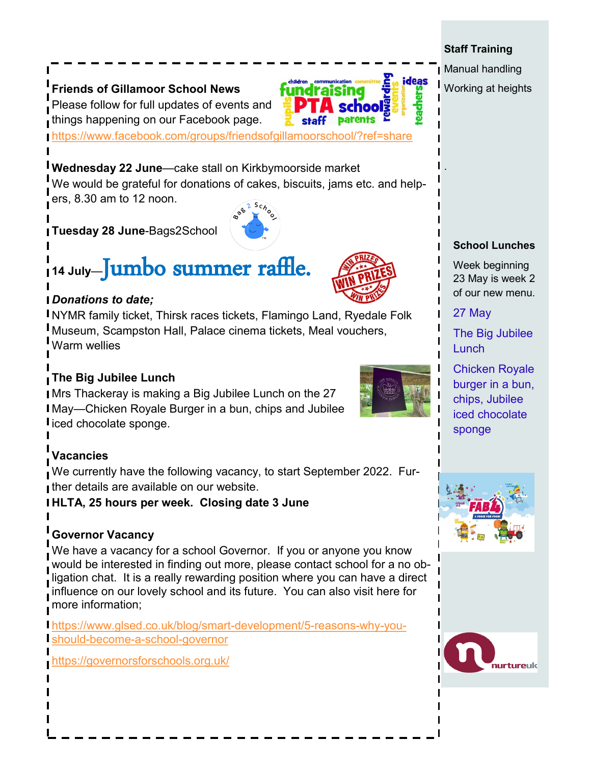## Friends of Gillamoor School News

Please follow for full updates of events and things happening on our Facebook page.

https://www.facebook.com/groups/friendsofgillamoorschool/?ref=share

**Wednesday 22 June**—cake stall on Kirkbymoorside market

We would be grateful for donations of cakes, biscuits, jams etc. and helpers, 8.30 am to 12 noon.

**Tuesday 28 June**-Bags2School

**14 July**—Jumbo summer raffle.

***Donations to date;***

NYMR family ticket, Thirsk races tickets, Flamingo Land, Ryedale Folk Museum, Scampston Hall, Palace cinema tickets, Meal vouchers, Warm wellies

### The Big Jubilee Lunch

Mrs Thackeray is making a Big Jubilee Lunch on the 27 May—Chicken Royale Burger in a bun, chips and Jubilee iced chocolate sponge.

### Vacancies

We currently have the following vacancy, to start September 2022. Further details are available on our website.

**HLTA, 25 hours per week. Closing date 3 June**

### Governor Vacancy

We have a vacancy for a school Governor. If you or anyone you know would be interested in finding out more, please contact school for a no obligation chat. It is a really rewarding position where you can have a direct influence on our lovely school and its future. You can also visit here for more information;

https://www.glsed.co.uk/blog/smart-development/5-reasons-why-you-should-become-a-school-governor

https://governorsforschools.org.uk/

### Staff Training

Manual handling

Working at heights

### School Lunches

Week beginning 23 May is week 2 of our new menu.

27 May

The Big Jubilee Lunch

Chicken Royale burger in a bun, chips, Jubilee iced chocolate sponge